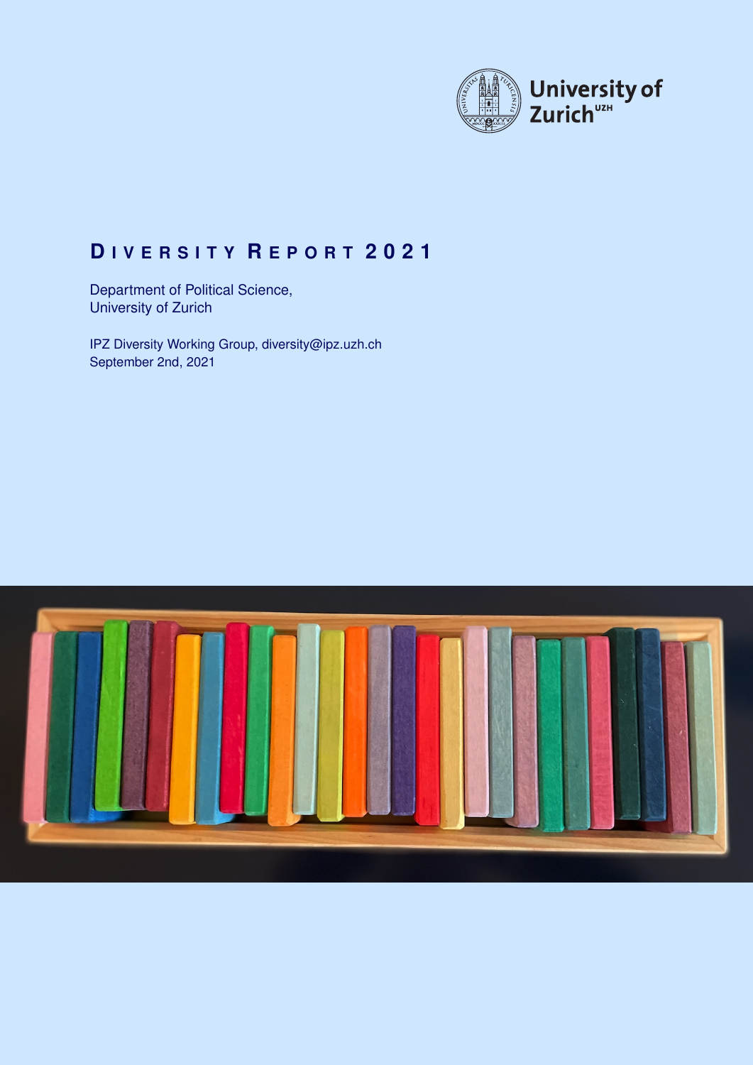University of Zurich[UZH]

# Diversity Report 2021

Department of Political Science,
University of Zurich

IPZ Diversity Working Group, diversity@ipz.uzh.ch
September 2nd, 2021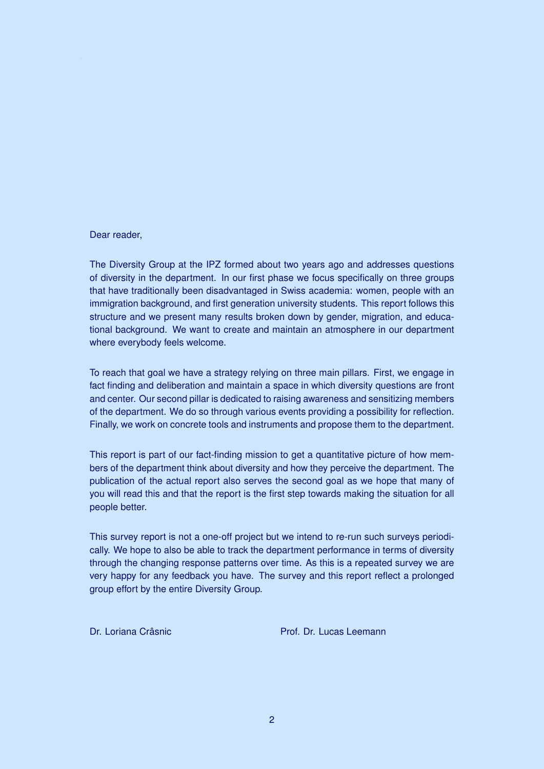Dear reader,

The Diversity Group at the IPZ formed about two years ago and addresses questions of diversity in the department. In our first phase we focus specifically on three groups that have traditionally been disadvantaged in Swiss academia: women, people with an immigration background, and first generation university students. This report follows this structure and we present many results broken down by gender, migration, and educational background. We want to create and maintain an atmosphere in our department where everybody feels welcome.

To reach that goal we have a strategy relying on three main pillars. First, we engage in fact finding and deliberation and maintain a space in which diversity questions are front and center. Our second pillar is dedicated to raising awareness and sensitizing members of the department. We do so through various events providing a possibility for reflection. Finally, we work on concrete tools and instruments and propose them to the department.

This report is part of our fact-finding mission to get a quantitative picture of how members of the department think about diversity and how they perceive the department. The publication of the actual report also serves the second goal as we hope that many of you will read this and that the report is the first step towards making the situation for all people better.

This survey report is not a one-off project but we intend to re-run such surveys periodically. We hope to also be able to track the department performance in terms of diversity through the changing response patterns over time. As this is a repeated survey we are very happy for any feedback you have. The survey and this report reflect a prolonged group effort by the entire Diversity Group.

Dr. Loriana Crâsnic

Prof. Dr. Lucas Leemann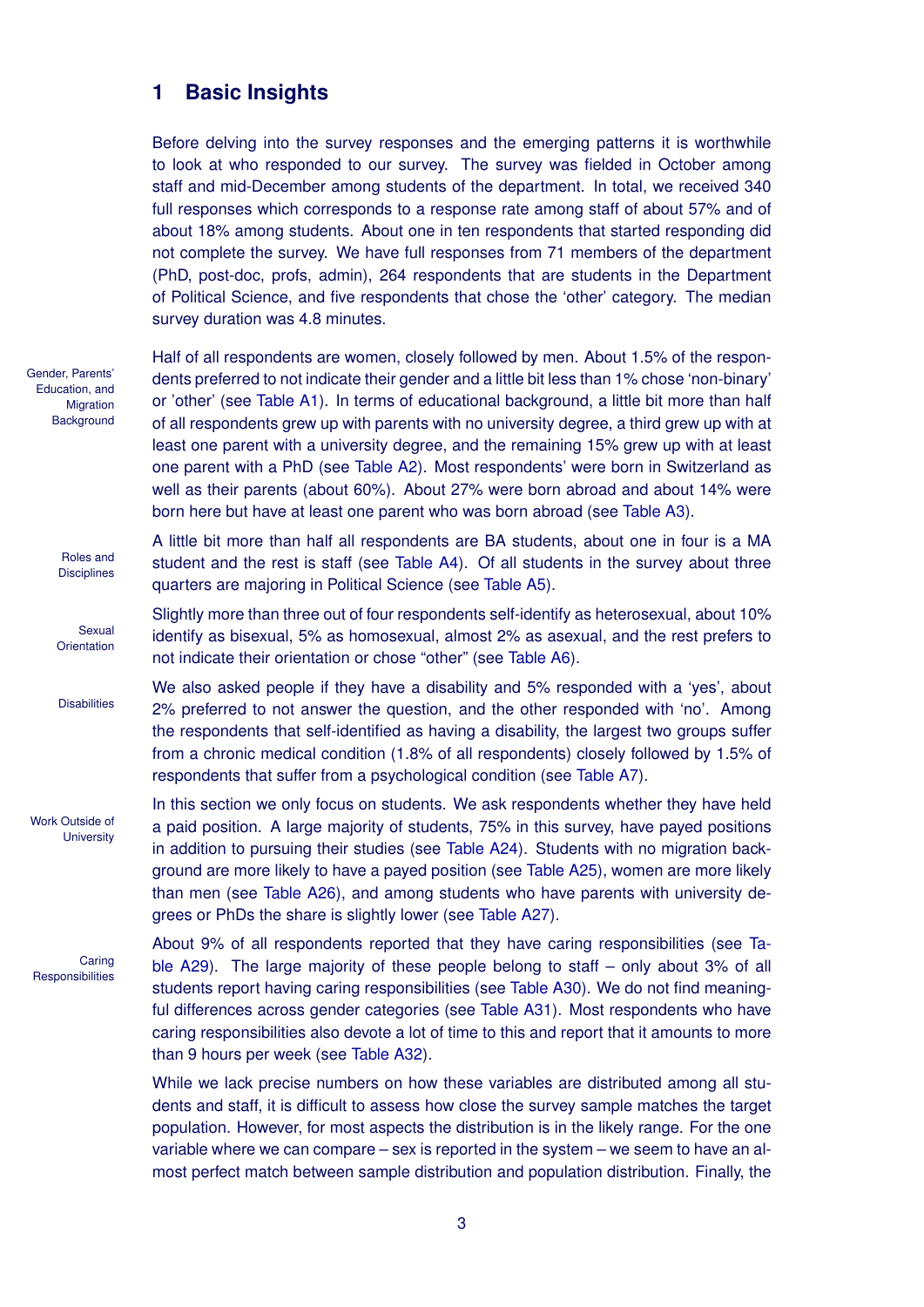# 1 Basic Insights

Before delving into the survey responses and the emerging patterns it is worthwhile to look at who responded to our survey. The survey was fielded in October among staff and mid-December among students of the department. In total, we received 340 full responses which corresponds to a response rate among staff of about 57% and of about 18% among students. About one in ten respondents that started responding did not complete the survey. We have full responses from 71 members of the department (PhD, post-doc, profs, admin), 264 respondents that are students in the Department of Political Science, and five respondents that chose the 'other' category. The median survey duration was 4.8 minutes.

**Gender, Parents' Education, and Migration Background**

Half of all respondents are women, closely followed by men. About 1.5% of the respondents preferred to not indicate their gender and a little bit less than 1% chose 'non-binary' or 'other' (see Table A1). In terms of educational background, a little bit more than half of all respondents grew up with parents with no university degree, a third grew up with at least one parent with a university degree, and the remaining 15% grew up with at least one parent with a PhD (see Table A2). Most respondents' were born in Switzerland as well as their parents (about 60%). About 27% were born abroad and about 14% were born here but have at least one parent who was born abroad (see Table A3).

**Roles and Disciplines**

A little bit more than half all respondents are BA students, about one in four is a MA student and the rest is staff (see Table A4). Of all students in the survey about three quarters are majoring in Political Science (see Table A5).

**Sexual Orientation**

Slightly more than three out of four respondents self-identify as heterosexual, about 10% identify as bisexual, 5% as homosexual, almost 2% as asexual, and the rest prefers to not indicate their orientation or chose "other" (see Table A6).

**Disabilities**

We also asked people if they have a disability and 5% responded with a 'yes', about 2% preferred to not answer the question, and the other responded with 'no'. Among the respondents that self-identified as having a disability, the largest two groups suffer from a chronic medical condition (1.8% of all respondents) closely followed by 1.5% of respondents that suffer from a psychological condition (see Table A7).

**Work Outside of University**

In this section we only focus on students. We ask respondents whether they have held a paid position. A large majority of students, 75% in this survey, have payed positions in addition to pursuing their studies (see Table A24). Students with no migration background are more likely to have a payed position (see Table A25), women are more likely than men (see Table A26), and among students who have parents with university degrees or PhDs the share is slightly lower (see Table A27).

**Caring Responsibilities**

About 9% of all respondents reported that they have caring responsibilities (see Table A29). The large majority of these people belong to staff – only about 3% of all students report having caring responsibilities (see Table A30). We do not find meaningful differences across gender categories (see Table A31). Most respondents who have caring responsibilities also devote a lot of time to this and report that it amounts to more than 9 hours per week (see Table A32).

While we lack precise numbers on how these variables are distributed among all students and staff, it is difficult to assess how close the survey sample matches the target population. However, for most aspects the distribution is in the likely range. For the one variable where we can compare – sex is reported in the system – we seem to have an almost perfect match between sample distribution and population distribution. Finally, the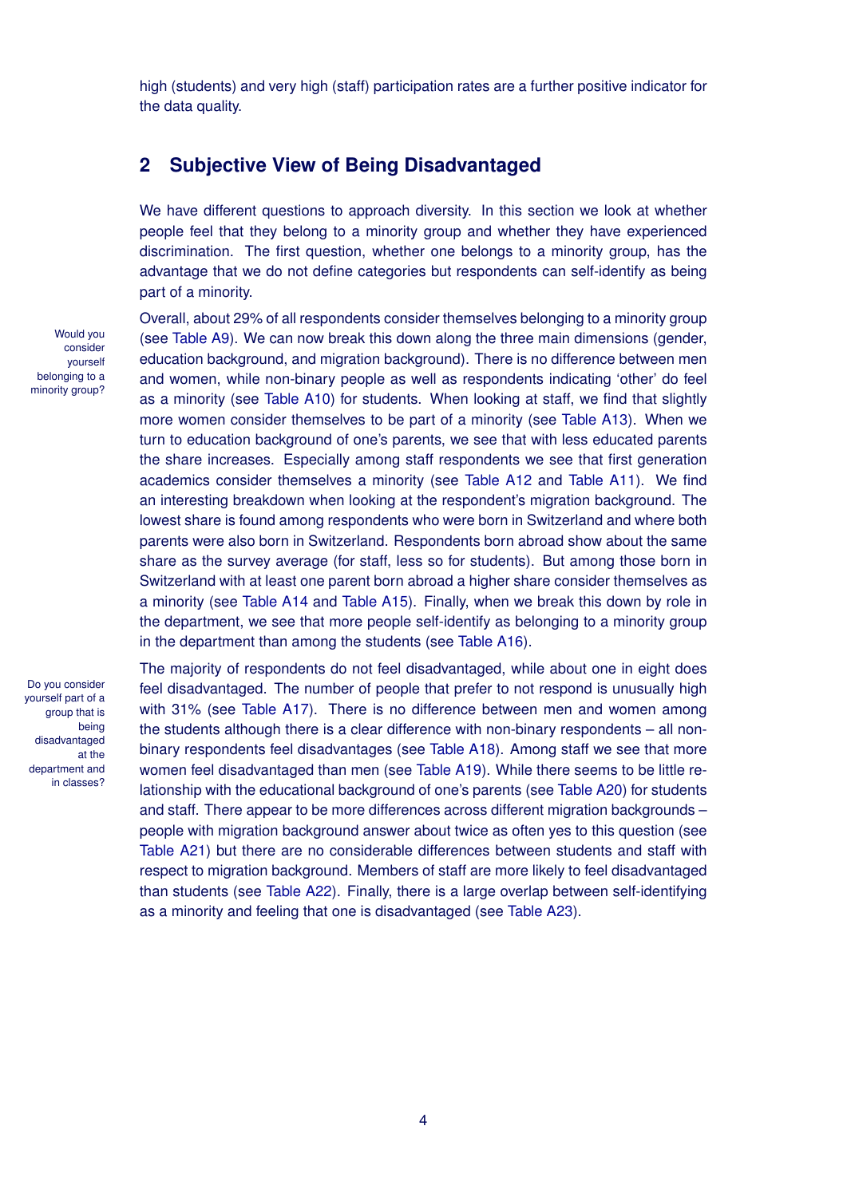high (students) and very high (staff) participation rates are a further positive indicator for the data quality.

## 2 Subjective View of Being Disadvantaged

We have different questions to approach diversity. In this section we look at whether people feel that they belong to a minority group and whether they have experienced discrimination. The first question, whether one belongs to a minority group, has the advantage that we do not define categories but respondents can self-identify as being part of a minority.

Would you consider yourself belonging to a minority group?

Overall, about 29% of all respondents consider themselves belonging to a minority group (see Table A9). We can now break this down along the three main dimensions (gender, education background, and migration background). There is no difference between men and women, while non-binary people as well as respondents indicating 'other' do feel as a minority (see Table A10) for students. When looking at staff, we find that slightly more women consider themselves to be part of a minority (see Table A13). When we turn to education background of one's parents, we see that with less educated parents the share increases. Especially among staff respondents we see that first generation academics consider themselves a minority (see Table A12 and Table A11). We find an interesting breakdown when looking at the respondent's migration background. The lowest share is found among respondents who were born in Switzerland and where both parents were also born in Switzerland. Respondents born abroad show about the same share as the survey average (for staff, less so for students). But among those born in Switzerland with at least one parent born abroad a higher share consider themselves as a minority (see Table A14 and Table A15). Finally, when we break this down by role in the department, we see that more people self-identify as belonging to a minority group in the department than among the students (see Table A16).

Do you consider yourself part of a group that is being disadvantaged at the department and in classes?

The majority of respondents do not feel disadvantaged, while about one in eight does feel disadvantaged. The number of people that prefer to not respond is unusually high with 31% (see Table A17). There is no difference between men and women among the students although there is a clear difference with non-binary respondents – all non-binary respondents feel disadvantages (see Table A18). Among staff we see that more women feel disadvantaged than men (see Table A19). While there seems to be little relationship with the educational background of one's parents (see Table A20) for students and staff. There appear to be more differences across different migration backgrounds – people with migration background answer about twice as often yes to this question (see Table A21) but there are no considerable differences between students and staff with respect to migration background. Members of staff are more likely to feel disadvantaged than students (see Table A22). Finally, there is a large overlap between self-identifying as a minority and feeling that one is disadvantaged (see Table A23).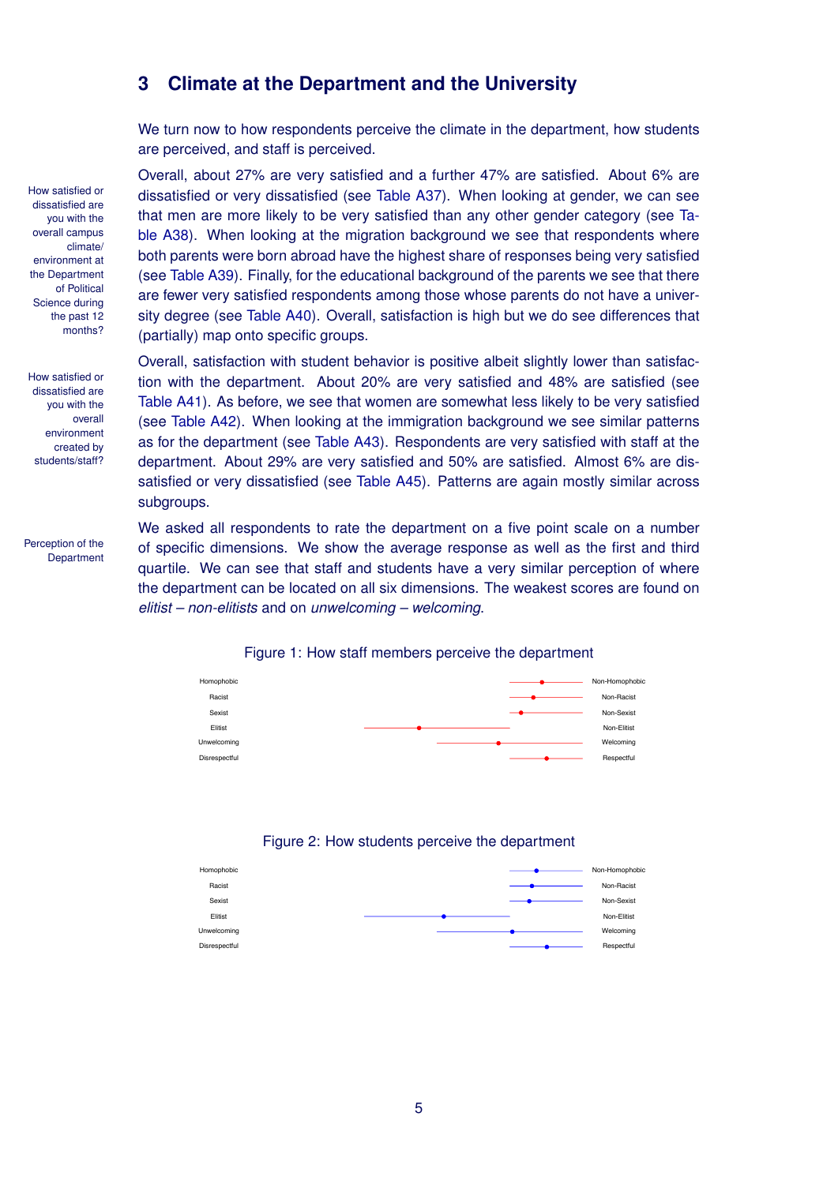## 3 Climate at the Department and the University

We turn now to how respondents perceive the climate in the department, how students are perceived, and staff is perceived.

*How satisfied or dissatisfied are you with the overall campus climate/ environment at the Department of Political Science during the past 12 months?*

Overall, about 27% are very satisfied and a further 47% are satisfied. About 6% are dissatisfied or very dissatisfied (see Table A37). When looking at gender, we can see that men are more likely to be very satisfied than any other gender category (see Table A38). When looking at the migration background we see that respondents where both parents were born abroad have the highest share of responses being very satisfied (see Table A39). Finally, for the educational background of the parents we see that there are fewer very satisfied respondents among those whose parents do not have a university degree (see Table A40). Overall, satisfaction is high but we do see differences that (partially) map onto specific groups.

*How satisfied or dissatisfied are you with the overall environment created by students/staff?*

Overall, satisfaction with student behavior is positive albeit slightly lower than satisfaction with the department. About 20% are very satisfied and 48% are satisfied (see Table A41). As before, we see that women are somewhat less likely to be very satisfied (see Table A42). When looking at the immigration background we see similar patterns as for the department (see Table A43). Respondents are very satisfied with staff at the department. About 29% are very satisfied and 50% are satisfied. Almost 6% are dissatisfied or very dissatisfied (see Table A45). Patterns are again mostly similar across subgroups.

*Perception of the Department*

We asked all respondents to rate the department on a five point scale on a number of specific dimensions. We show the average response as well as the first and third quartile. We can see that staff and students have a very similar perception of where the department can be located on all six dimensions. The weakest scores are found on *elitist – non-elitists* and on *unwelcoming – welcoming*.

Figure 1: How staff members perceive the department

| | |
|---|---|
| Homophobic | Non-Homophobic |
| Racist | Non-Racist |
| Sexist | Non-Sexist |
| Elitist | Non-Elitist |
| Unwelcoming | Welcoming |
| Disrespectful | Respectful |

Figure 2: How students perceive the department

| | |
|---|---|
| Homophobic | Non-Homophobic |
| Racist | Non-Racist |
| Sexist | Non-Sexist |
| Elitist | Non-Elitist |
| Unwelcoming | Welcoming |
| Disrespectful | Respectful |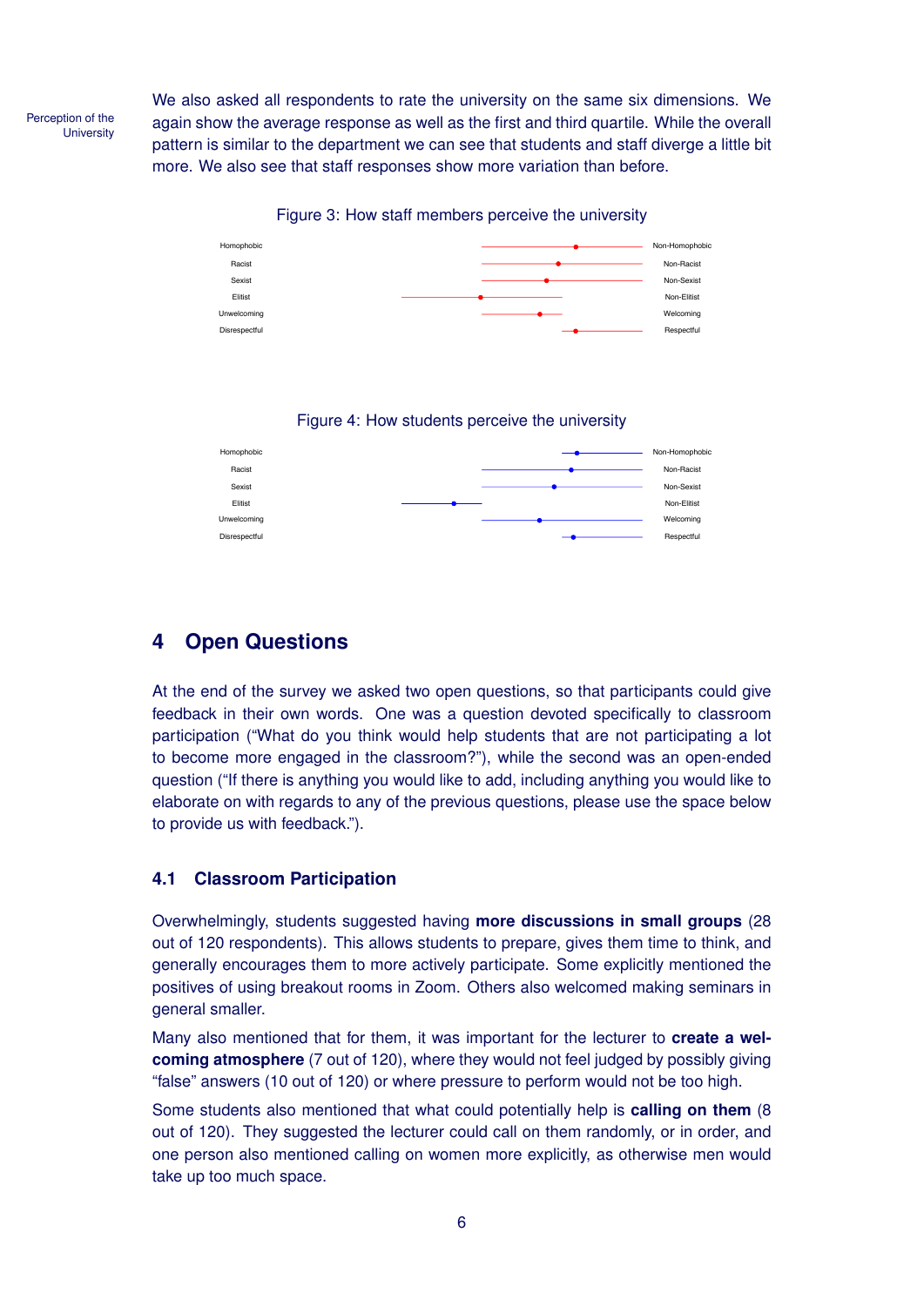Perception of the University

We also asked all respondents to rate the university on the same six dimensions. We again show the average response as well as the first and third quartile. While the overall pattern is similar to the department we can see that students and staff diverge a little bit more. We also see that staff responses show more variation than before.

Figure 3: How staff members perceive the university

| Homophobic | Non-Homophobic |
|---|---|
| Racist | Non-Racist |
| Sexist | Non-Sexist |
| Elitist | Non-Elitist |
| Unwelcoming | Welcoming |
| Disrespectful | Respectful |

Figure 4: How students perceive the university

| Homophobic | Non-Homophobic |
|---|---|
| Racist | Non-Racist |
| Sexist | Non-Sexist |
| Elitist | Non-Elitist |
| Unwelcoming | Welcoming |
| Disrespectful | Respectful |

## 4 Open Questions

At the end of the survey we asked two open questions, so that participants could give feedback in their own words. One was a question devoted specifically to classroom participation ("What do you think would help students that are not participating a lot to become more engaged in the classroom?"), while the second was an open-ended question ("If there is anything you would like to add, including anything you would like to elaborate on with regards to any of the previous questions, please use the space below to provide us with feedback.").

### 4.1 Classroom Participation

Overwhelmingly, students suggested having **more discussions in small groups** (28 out of 120 respondents). This allows students to prepare, gives them time to think, and generally encourages them to more actively participate. Some explicitly mentioned the positives of using breakout rooms in Zoom. Others also welcomed making seminars in general smaller.

Many also mentioned that for them, it was important for the lecturer to **create a welcoming atmosphere** (7 out of 120), where they would not feel judged by possibly giving "false" answers (10 out of 120) or where pressure to perform would not be too high.

Some students also mentioned that what could potentially help is **calling on them** (8 out of 120). They suggested the lecturer could call on them randomly, or in order, and one person also mentioned calling on women more explicitly, as otherwise men would take up too much space.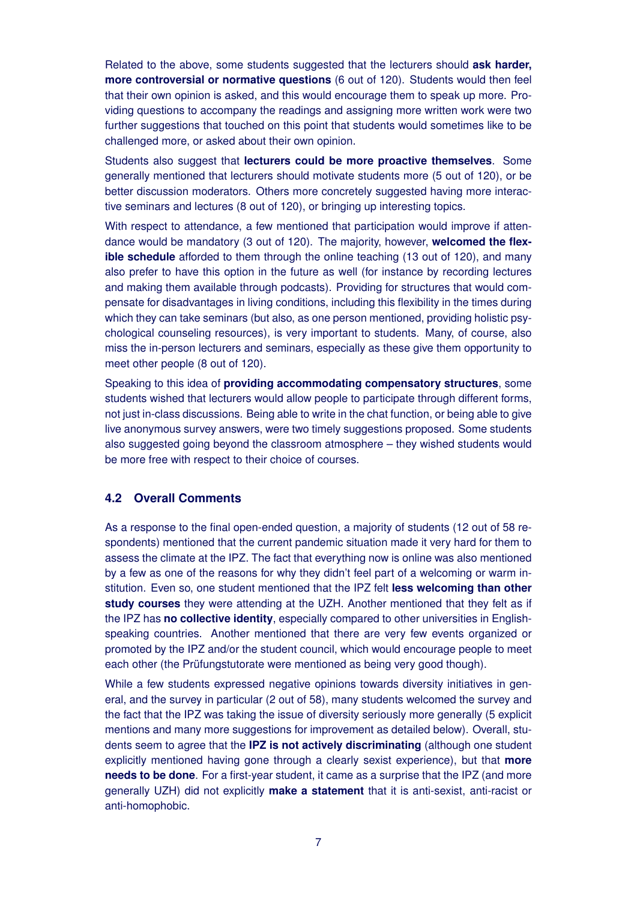Related to the above, some students suggested that the lecturers should **ask harder, more controversial or normative questions** (6 out of 120). Students would then feel that their own opinion is asked, and this would encourage them to speak up more. Providing questions to accompany the readings and assigning more written work were two further suggestions that touched on this point that students would sometimes like to be challenged more, or asked about their own opinion.

Students also suggest that **lecturers could be more proactive themselves**. Some generally mentioned that lecturers should motivate students more (5 out of 120), or be better discussion moderators. Others more concretely suggested having more interactive seminars and lectures (8 out of 120), or bringing up interesting topics.

With respect to attendance, a few mentioned that participation would improve if attendance would be mandatory (3 out of 120). The majority, however, **welcomed the flexible schedule** afforded to them through the online teaching (13 out of 120), and many also prefer to have this option in the future as well (for instance by recording lectures and making them available through podcasts). Providing for structures that would compensate for disadvantages in living conditions, including this flexibility in the times during which they can take seminars (but also, as one person mentioned, providing holistic psychological counseling resources), is very important to students. Many, of course, also miss the in-person lecturers and seminars, especially as these give them opportunity to meet other people (8 out of 120).

Speaking to this idea of **providing accommodating compensatory structures**, some students wished that lecturers would allow people to participate through different forms, not just in-class discussions. Being able to write in the chat function, or being able to give live anonymous survey answers, were two timely suggestions proposed. Some students also suggested going beyond the classroom atmosphere – they wished students would be more free with respect to their choice of courses.

### 4.2 Overall Comments

As a response to the final open-ended question, a majority of students (12 out of 58 respondents) mentioned that the current pandemic situation made it very hard for them to assess the climate at the IPZ. The fact that everything now is online was also mentioned by a few as one of the reasons for why they didn't feel part of a welcoming or warm institution. Even so, one student mentioned that the IPZ felt **less welcoming than other study courses** they were attending at the UZH. Another mentioned that they felt as if the IPZ has **no collective identity**, especially compared to other universities in English-speaking countries. Another mentioned that there are very few events organized or promoted by the IPZ and/or the student council, which would encourage people to meet each other (the Prüfungstutorate were mentioned as being very good though).

While a few students expressed negative opinions towards diversity initiatives in general, and the survey in particular (2 out of 58), many students welcomed the survey and the fact that the IPZ was taking the issue of diversity seriously more generally (5 explicit mentions and many more suggestions for improvement as detailed below). Overall, students seem to agree that the **IPZ is not actively discriminating** (although one student explicitly mentioned having gone through a clearly sexist experience), but that **more needs to be done**. For a first-year student, it came as a surprise that the IPZ (and more generally UZH) did not explicitly **make a statement** that it is anti-sexist, anti-racist or anti-homophobic.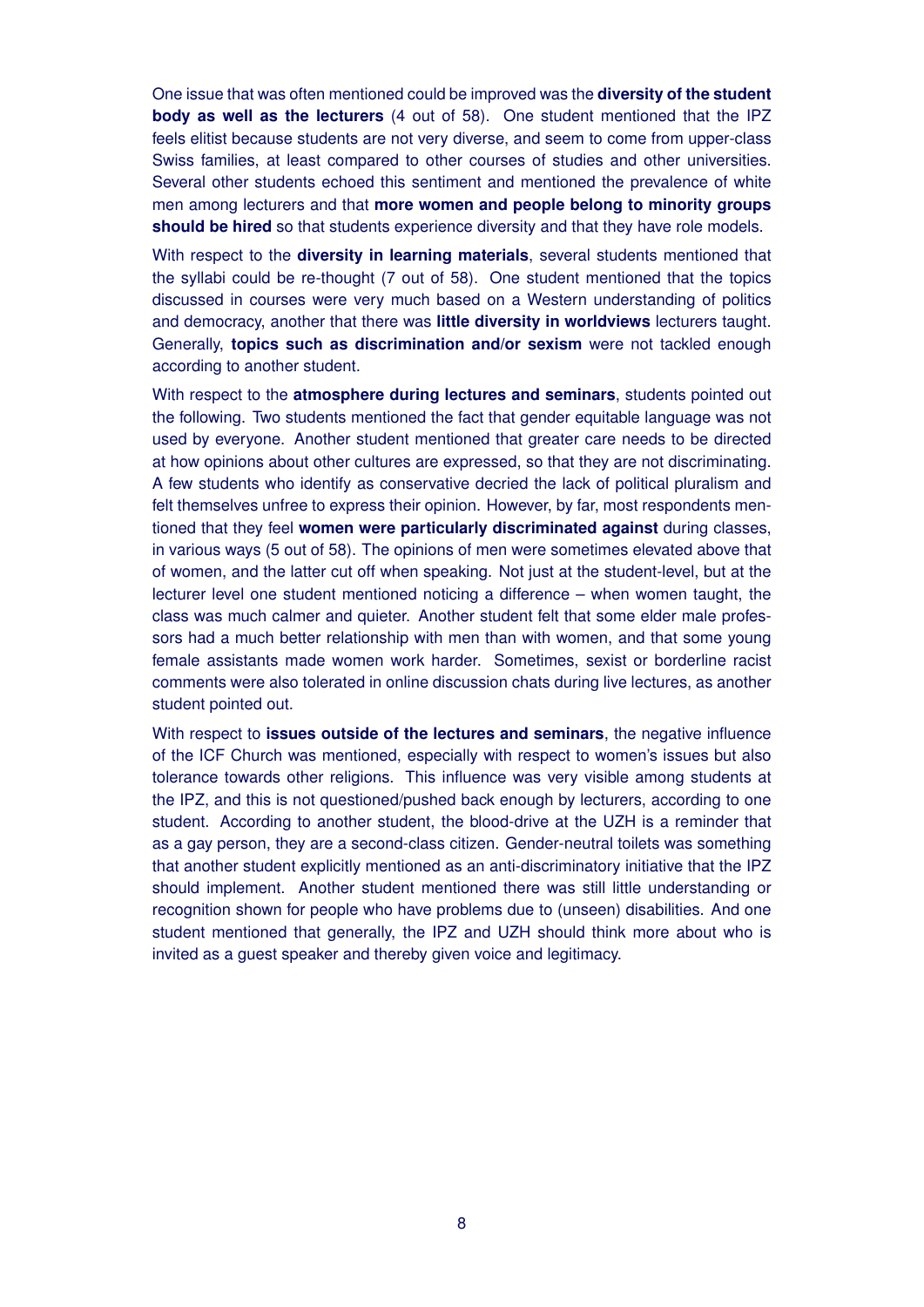One issue that was often mentioned could be improved was the **diversity of the student body as well as the lecturers** (4 out of 58). One student mentioned that the IPZ feels elitist because students are not very diverse, and seem to come from upper-class Swiss families, at least compared to other courses of studies and other universities. Several other students echoed this sentiment and mentioned the prevalence of white men among lecturers and that **more women and people belong to minority groups should be hired** so that students experience diversity and that they have role models.

With respect to the **diversity in learning materials**, several students mentioned that the syllabi could be re-thought (7 out of 58). One student mentioned that the topics discussed in courses were very much based on a Western understanding of politics and democracy, another that there was **little diversity in worldviews** lecturers taught. Generally, **topics such as discrimination and/or sexism** were not tackled enough according to another student.

With respect to the **atmosphere during lectures and seminars**, students pointed out the following. Two students mentioned the fact that gender equitable language was not used by everyone. Another student mentioned that greater care needs to be directed at how opinions about other cultures are expressed, so that they are not discriminating. A few students who identify as conservative decried the lack of political pluralism and felt themselves unfree to express their opinion. However, by far, most respondents mentioned that they feel **women were particularly discriminated against** during classes, in various ways (5 out of 58). The opinions of men were sometimes elevated above that of women, and the latter cut off when speaking. Not just at the student-level, but at the lecturer level one student mentioned noticing a difference – when women taught, the class was much calmer and quieter. Another student felt that some elder male professors had a much better relationship with men than with women, and that some young female assistants made women work harder. Sometimes, sexist or borderline racist comments were also tolerated in online discussion chats during live lectures, as another student pointed out.

With respect to **issues outside of the lectures and seminars**, the negative influence of the ICF Church was mentioned, especially with respect to women's issues but also tolerance towards other religions. This influence was very visible among students at the IPZ, and this is not questioned/pushed back enough by lecturers, according to one student. According to another student, the blood-drive at the UZH is a reminder that as a gay person, they are a second-class citizen. Gender-neutral toilets was something that another student explicitly mentioned as an anti-discriminatory initiative that the IPZ should implement. Another student mentioned there was still little understanding or recognition shown for people who have problems due to (unseen) disabilities. And one student mentioned that generally, the IPZ and UZH should think more about who is invited as a guest speaker and thereby given voice and legitimacy.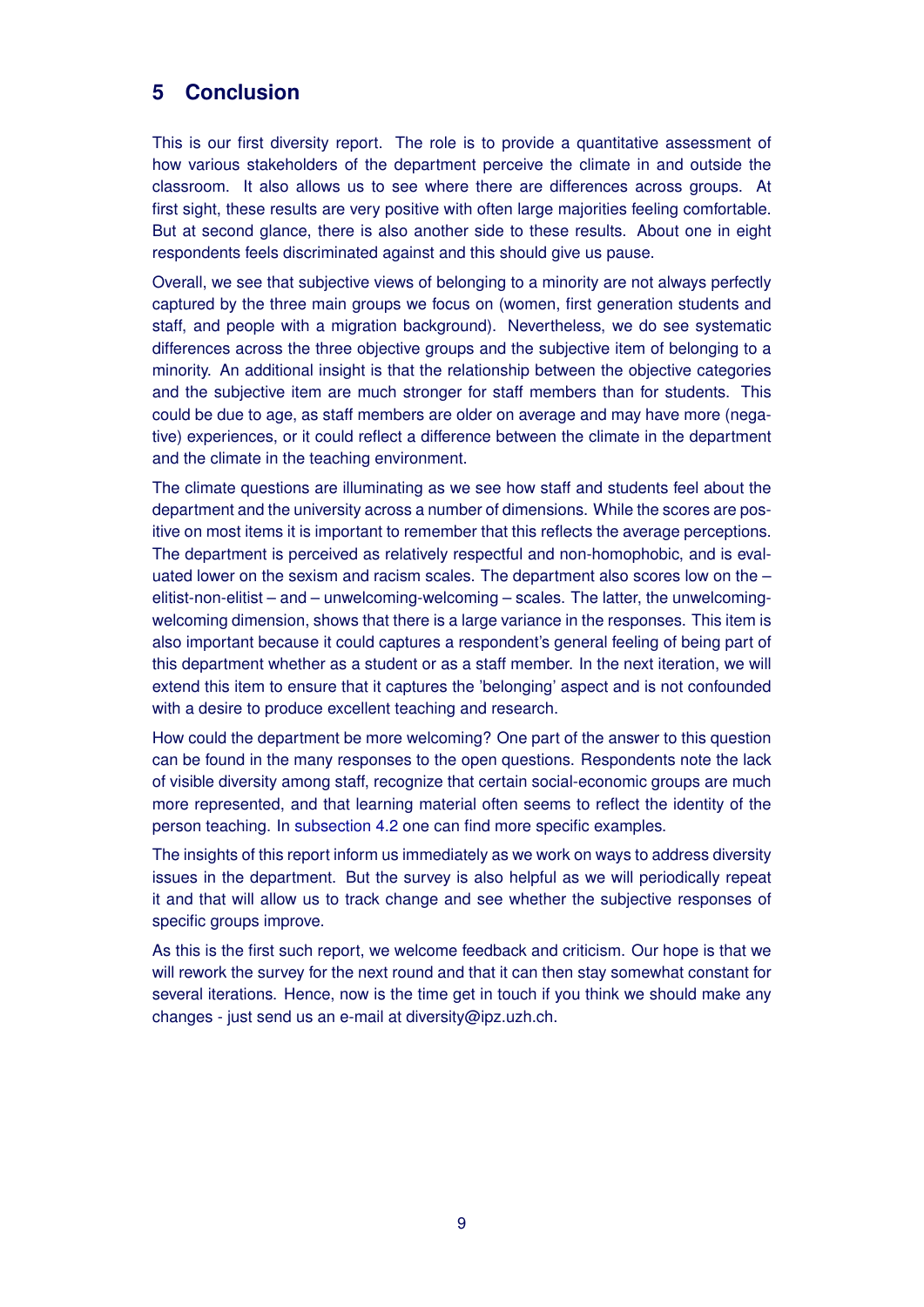## 5 Conclusion

This is our first diversity report. The role is to provide a quantitative assessment of how various stakeholders of the department perceive the climate in and outside the classroom. It also allows us to see where there are differences across groups. At first sight, these results are very positive with often large majorities feeling comfortable. But at second glance, there is also another side to these results. About one in eight respondents feels discriminated against and this should give us pause.

Overall, we see that subjective views of belonging to a minority are not always perfectly captured by the three main groups we focus on (women, first generation students and staff, and people with a migration background). Nevertheless, we do see systematic differences across the three objective groups and the subjective item of belonging to a minority. An additional insight is that the relationship between the objective categories and the subjective item are much stronger for staff members than for students. This could be due to age, as staff members are older on average and may have more (negative) experiences, or it could reflect a difference between the climate in the department and the climate in the teaching environment.

The climate questions are illuminating as we see how staff and students feel about the department and the university across a number of dimensions. While the scores are positive on most items it is important to remember that this reflects the average perceptions. The department is perceived as relatively respectful and non-homophobic, and is evaluated lower on the sexism and racism scales. The department also scores low on the – elitist-non-elitist – and – unwelcoming-welcoming – scales. The latter, the unwelcoming-welcoming dimension, shows that there is a large variance in the responses. This item is also important because it could captures a respondent's general feeling of being part of this department whether as a student or as a staff member. In the next iteration, we will extend this item to ensure that it captures the 'belonging' aspect and is not confounded with a desire to produce excellent teaching and research.

How could the department be more welcoming? One part of the answer to this question can be found in the many responses to the open questions. Respondents note the lack of visible diversity among staff, recognize that certain social-economic groups are much more represented, and that learning material often seems to reflect the identity of the person teaching. In subsection 4.2 one can find more specific examples.

The insights of this report inform us immediately as we work on ways to address diversity issues in the department. But the survey is also helpful as we will periodically repeat it and that will allow us to track change and see whether the subjective responses of specific groups improve.

As this is the first such report, we welcome feedback and criticism. Our hope is that we will rework the survey for the next round and that it can then stay somewhat constant for several iterations. Hence, now is the time get in touch if you think we should make any changes - just send us an e-mail at diversity@ipz.uzh.ch.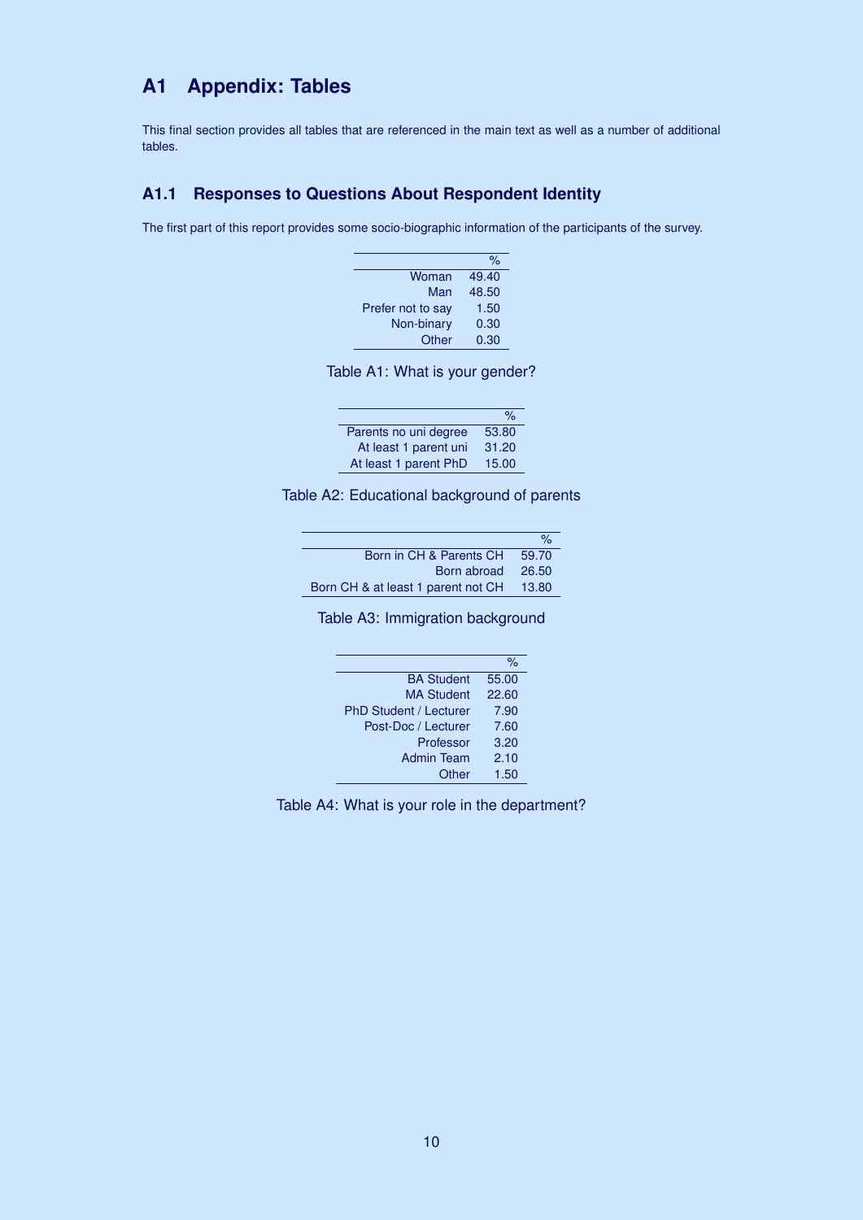# A1 Appendix: Tables

This final section provides all tables that are referenced in the main text as well as a number of additional tables.

## A1.1 Responses to Questions About Respondent Identity

The first part of this report provides some socio-biographic information of the participants of the survey.

| | % |
|---:|---:|
| Woman | 49.40 |
| Man | 48.50 |
| Prefer not to say | 1.50 |
| Non-binary | 0.30 |
| Other | 0.30 |

Table A1: What is your gender?

| | % |
|---:|---:|
| Parents no uni degree | 53.80 |
| At least 1 parent uni | 31.20 |
| At least 1 parent PhD | 15.00 |

Table A2: Educational background of parents

| | % |
|---:|---:|
| Born in CH & Parents CH | 59.70 |
| Born abroad | 26.50 |
| Born CH & at least 1 parent not CH | 13.80 |

Table A3: Immigration background

| | % |
|---:|---:|
| BA Student | 55.00 |
| MA Student | 22.60 |
| PhD Student / Lecturer | 7.90 |
| Post-Doc / Lecturer | 7.60 |
| Professor | 3.20 |
| Admin Team | 2.10 |
| Other | 1.50 |

Table A4: What is your role in the department?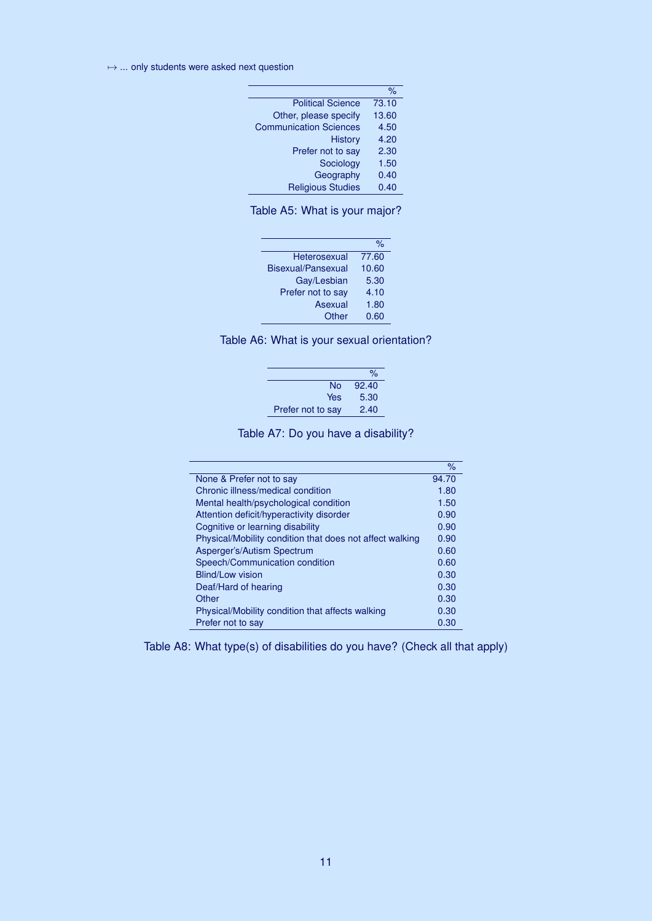↦ ... only students were asked next question

| | % |
|---|---|
| Political Science | 73.10 |
| Other, please specify | 13.60 |
| Communication Sciences | 4.50 |
| History | 4.20 |
| Prefer not to say | 2.30 |
| Sociology | 1.50 |
| Geography | 0.40 |
| Religious Studies | 0.40 |

Table A5: What is your major?

| | % |
|---|---|
| Heterosexual | 77.60 |
| Bisexual/Pansexual | 10.60 |
| Gay/Lesbian | 5.30 |
| Prefer not to say | 4.10 |
| Asexual | 1.80 |
| Other | 0.60 |

Table A6: What is your sexual orientation?

| | % |
|---|---|
| No | 92.40 |
| Yes | 5.30 |
| Prefer not to say | 2.40 |

Table A7: Do you have a disability?

| | % |
|---|---|
| None & Prefer not to say | 94.70 |
| Chronic illness/medical condition | 1.80 |
| Mental health/psychological condition | 1.50 |
| Attention deficit/hyperactivity disorder | 0.90 |
| Cognitive or learning disability | 0.90 |
| Physical/Mobility condition that does not affect walking | 0.90 |
| Asperger's/Autism Spectrum | 0.60 |
| Speech/Communication condition | 0.60 |
| Blind/Low vision | 0.30 |
| Deaf/Hard of hearing | 0.30 |
| Other | 0.30 |
| Physical/Mobility condition that affects walking | 0.30 |
| Prefer not to say | 0.30 |

Table A8: What type(s) of disabilities do you have? (Check all that apply)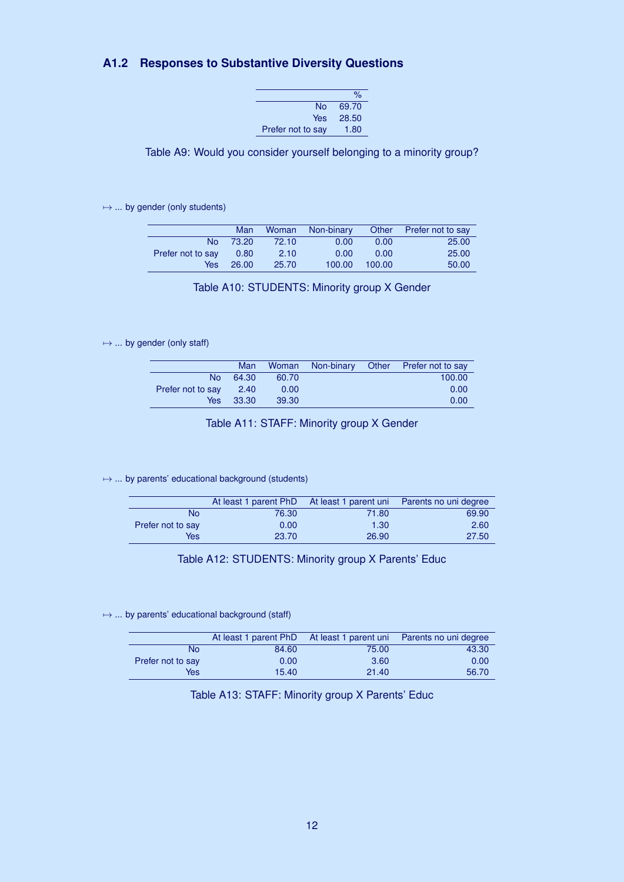## A1.2 Responses to Substantive Diversity Questions

| | % |
|---|---|
| No | 69.70 |
| Yes | 28.50 |
| Prefer not to say | 1.80 |

Table A9: Would you consider yourself belonging to a minority group?

↦ ... by gender (only students)

| | Man | Woman | Non-binary | Other | Prefer not to say |
|---|---|---|---|---|---|
| No | 73.20 | 72.10 | 0.00 | 0.00 | 25.00 |
| Prefer not to say | 0.80 | 2.10 | 0.00 | 0.00 | 25.00 |
| Yes | 26.00 | 25.70 | 100.00 | 100.00 | 50.00 |

Table A10: STUDENTS: Minority group X Gender

↦ ... by gender (only staff)

| | Man | Woman | Non-binary | Other | Prefer not to say |
|---|---|---|---|---|---|
| No | 64.30 | 60.70 | | | 100.00 |
| Prefer not to say | 2.40 | 0.00 | | | 0.00 |
| Yes | 33.30 | 39.30 | | | 0.00 |

Table A11: STAFF: Minority group X Gender

↦ ... by parents' educational background (students)

| | At least 1 parent PhD | At least 1 parent uni | Parents no uni degree |
|---|---|---|---|
| No | 76.30 | 71.80 | 69.90 |
| Prefer not to say | 0.00 | 1.30 | 2.60 |
| Yes | 23.70 | 26.90 | 27.50 |

Table A12: STUDENTS: Minority group X Parents' Educ

↦ ... by parents' educational background (staff)

| | At least 1 parent PhD | At least 1 parent uni | Parents no uni degree |
|---|---|---|---|
| No | 84.60 | 75.00 | 43.30 |
| Prefer not to say | 0.00 | 3.60 | 0.00 |
| Yes | 15.40 | 21.40 | 56.70 |

Table A13: STAFF: Minority group X Parents' Educ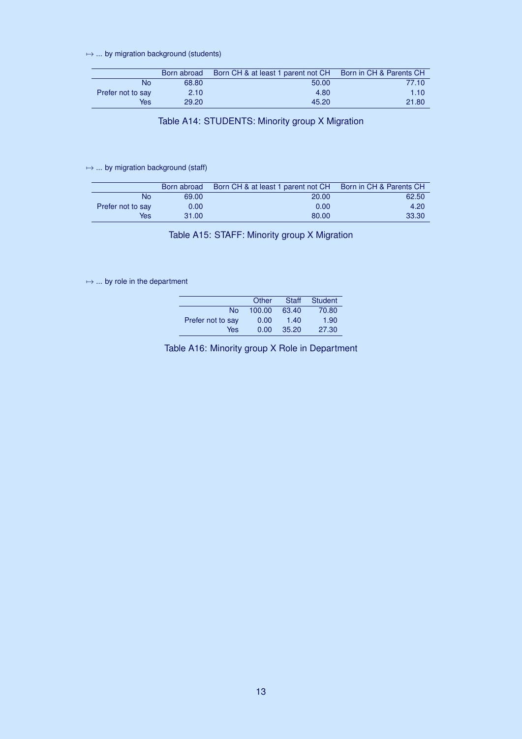↦ ... by migration background (students)

| | Born abroad | Born CH & at least 1 parent not CH | Born in CH & Parents CH |
|---|---|---|---|
| No | 68.80 | 50.00 | 77.10 |
| Prefer not to say | 2.10 | 4.80 | 1.10 |
| Yes | 29.20 | 45.20 | 21.80 |

Table A14: STUDENTS: Minority group X Migration

↦ ... by migration background (staff)

| | Born abroad | Born CH & at least 1 parent not CH | Born in CH & Parents CH |
|---|---|---|---|
| No | 69.00 | 20.00 | 62.50 |
| Prefer not to say | 0.00 | 0.00 | 4.20 |
| Yes | 31.00 | 80.00 | 33.30 |

Table A15: STAFF: Minority group X Migration

↦ ... by role in the department

| | Other | Staff | Student |
|---|---|---|---|
| No | 100.00 | 63.40 | 70.80 |
| Prefer not to say | 0.00 | 1.40 | 1.90 |
| Yes | 0.00 | 35.20 | 27.30 |

Table A16: Minority group X Role in Department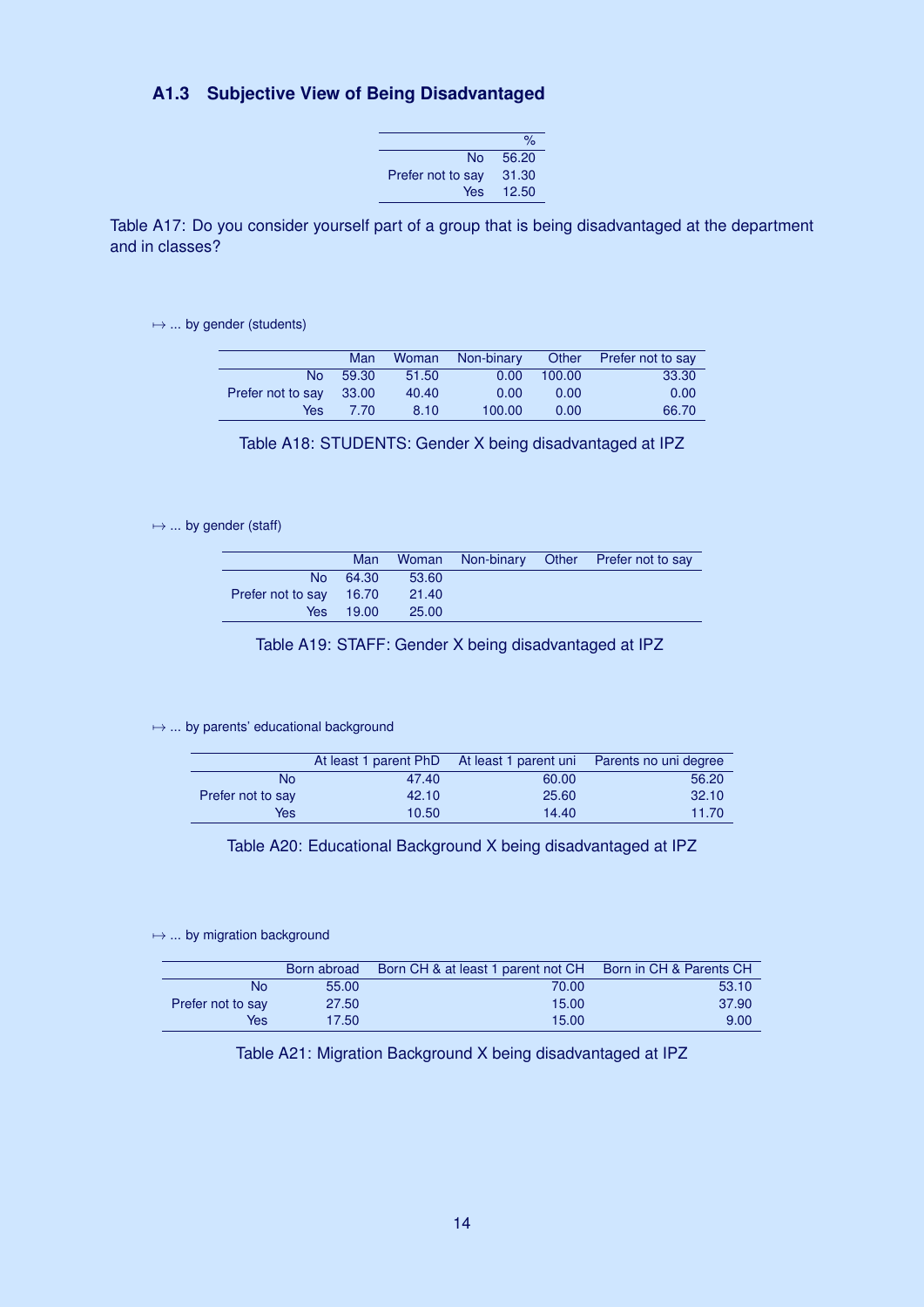### A1.3 Subjective View of Being Disadvantaged

| | % |
|---|---|
| No | 56.20 |
| Prefer not to say | 31.30 |
| Yes | 12.50 |

Table A17: Do you consider yourself part of a group that is being disadvantaged at the department and in classes?

↦ ... by gender (students)

| | Man | Woman | Non-binary | Other | Prefer not to say |
|---|---|---|---|---|---|
| No | 59.30 | 51.50 | 0.00 | 100.00 | 33.30 |
| Prefer not to say | 33.00 | 40.40 | 0.00 | 0.00 | 0.00 |
| Yes | 7.70 | 8.10 | 100.00 | 0.00 | 66.70 |

Table A18: STUDENTS: Gender X being disadvantaged at IPZ

↦ ... by gender (staff)

| | Man | Woman | Non-binary | Other | Prefer not to say |
|---|---|---|---|---|---|
| No | 64.30 | 53.60 | | | |
| Prefer not to say | 16.70 | 21.40 | | | |
| Yes | 19.00 | 25.00 | | | |

Table A19: STAFF: Gender X being disadvantaged at IPZ

↦ ... by parents' educational background

| | At least 1 parent PhD | At least 1 parent uni | Parents no uni degree |
|---|---|---|---|
| No | 47.40 | 60.00 | 56.20 |
| Prefer not to say | 42.10 | 25.60 | 32.10 |
| Yes | 10.50 | 14.40 | 11.70 |

Table A20: Educational Background X being disadvantaged at IPZ

↦ ... by migration background

| | Born abroad | Born CH & at least 1 parent not CH | Born in CH & Parents CH |
|---|---|---|---|
| No | 55.00 | 70.00 | 53.10 |
| Prefer not to say | 27.50 | 15.00 | 37.90 |
| Yes | 17.50 | 15.00 | 9.00 |

Table A21: Migration Background X being disadvantaged at IPZ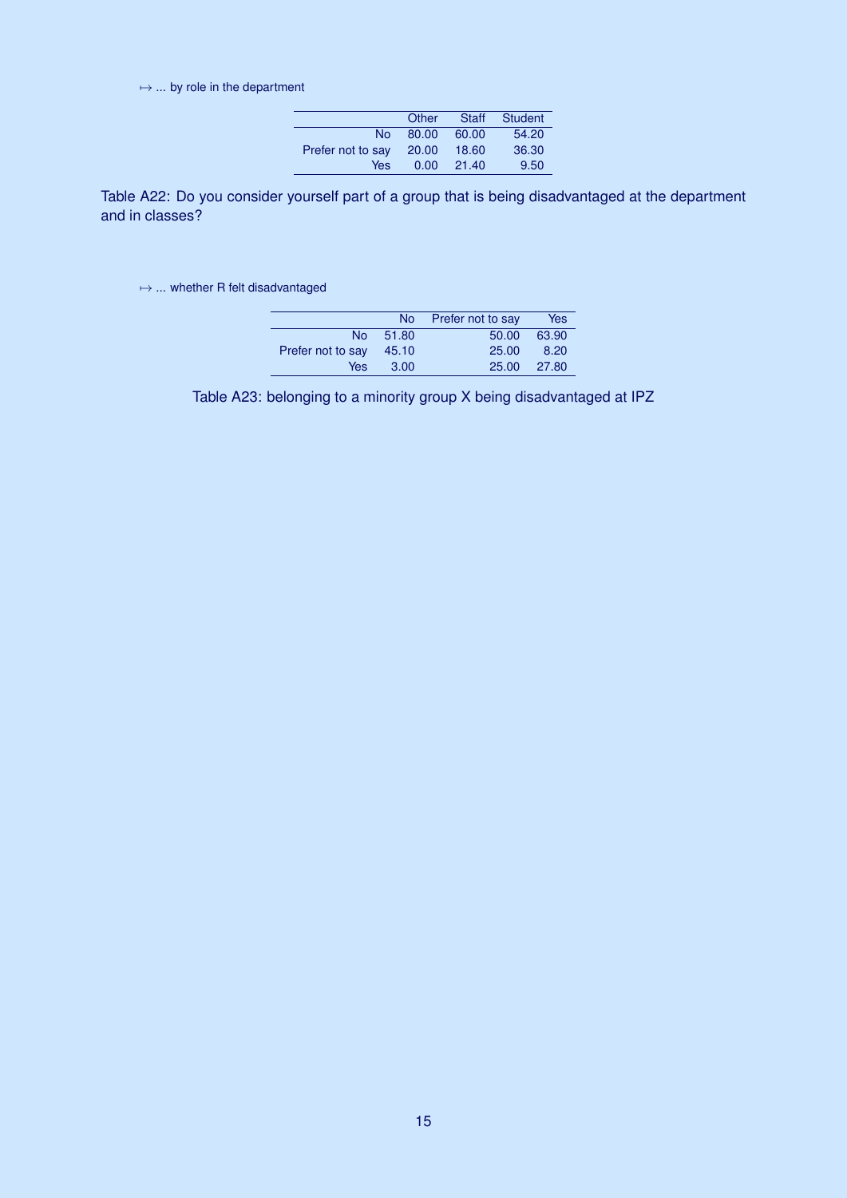↦ ... by role in the department

| | Other | Staff | Student |
|---|---|---|---|
| No | 80.00 | 60.00 | 54.20 |
| Prefer not to say | 20.00 | 18.60 | 36.30 |
| Yes | 0.00 | 21.40 | 9.50 |

Table A22: Do you consider yourself part of a group that is being disadvantaged at the department and in classes?

↦ ... whether R felt disadvantaged

| | No | Prefer not to say | Yes |
|---|---|---|---|
| No | 51.80 | 50.00 | 63.90 |
| Prefer not to say | 45.10 | 25.00 | 8.20 |
| Yes | 3.00 | 25.00 | 27.80 |

Table A23: belonging to a minority group X being disadvantaged at IPZ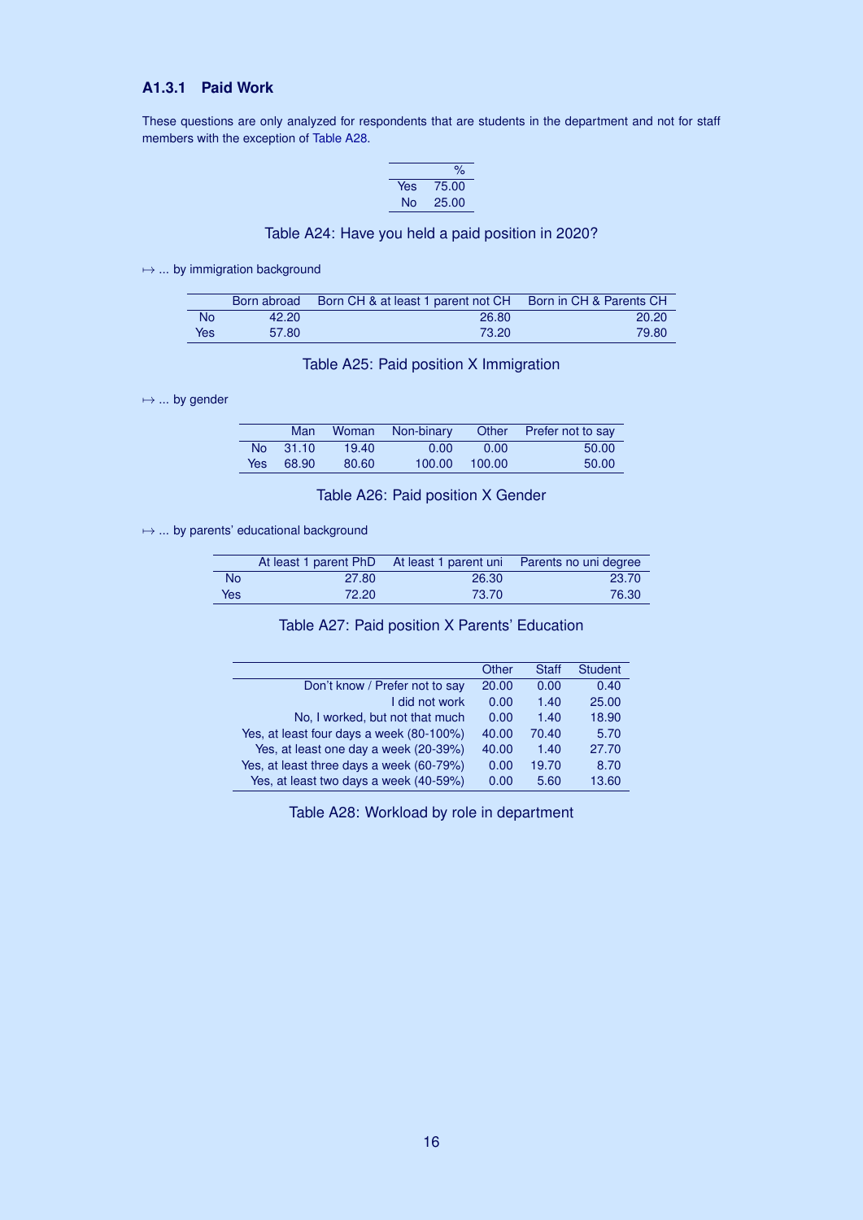### A1.3.1 Paid Work

These questions are only analyzed for respondents that are students in the department and not for staff members with the exception of Table A28.

| | % |
|---|---|
| Yes | 75.00 |
| No | 25.00 |

Table A24: Have you held a paid position in 2020?

↦ ... by immigration background

| | Born abroad | Born CH & at least 1 parent not CH | Born in CH & Parents CH |
|---|---|---|---|
| No | 42.20 | 26.80 | 20.20 |
| Yes | 57.80 | 73.20 | 79.80 |

Table A25: Paid position X Immigration

↦ ... by gender

| | Man | Woman | Non-binary | Other | Prefer not to say |
|---|---|---|---|---|---|
| No | 31.10 | 19.40 | 0.00 | 0.00 | 50.00 |
| Yes | 68.90 | 80.60 | 100.00 | 100.00 | 50.00 |

Table A26: Paid position X Gender

↦ ... by parents' educational background

| | At least 1 parent PhD | At least 1 parent uni | Parents no uni degree |
|---|---|---|---|
| No | 27.80 | 26.30 | 23.70 |
| Yes | 72.20 | 73.70 | 76.30 |

Table A27: Paid position X Parents' Education

| | Other | Staff | Student |
|---|---|---|---|
| Don't know / Prefer not to say | 20.00 | 0.00 | 0.40 |
| I did not work | 0.00 | 1.40 | 25.00 |
| No, I worked, but not that much | 0.00 | 1.40 | 18.90 |
| Yes, at least four days a week (80-100%) | 40.00 | 70.40 | 5.70 |
| Yes, at least one day a week (20-39%) | 40.00 | 1.40 | 27.70 |
| Yes, at least three days a week (60-79%) | 0.00 | 19.70 | 8.70 |
| Yes, at least two days a week (40-59%) | 0.00 | 5.60 | 13.60 |

Table A28: Workload by role in department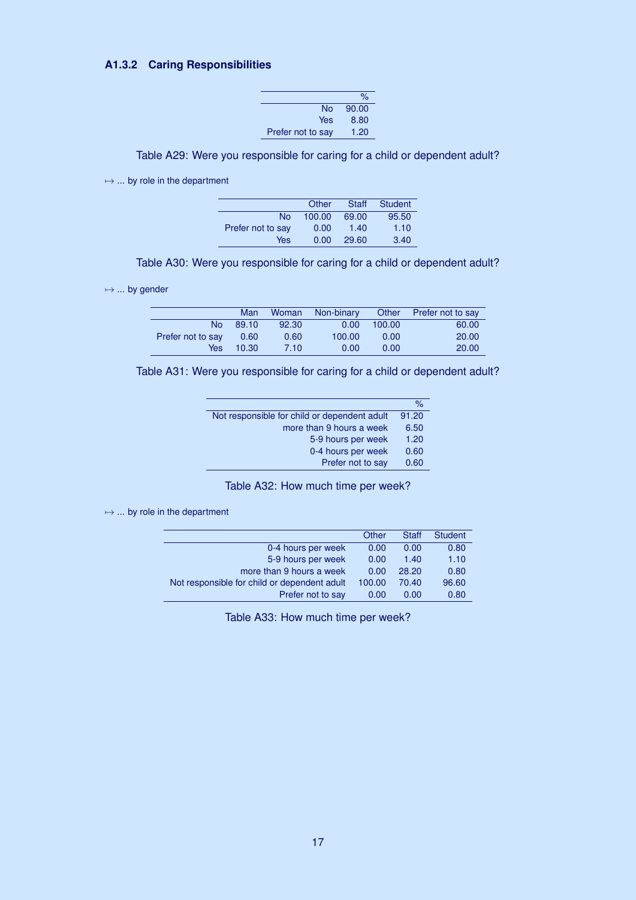### A1.3.2 Caring Responsibilities

| | % |
|---|---|
| No | 90.00 |
| Yes | 8.80 |
| Prefer not to say | 1.20 |

Table A29: Were you responsible for caring for a child or dependent adult?

↦ ... by role in the department

| | Other | Staff | Student |
|---|---|---|---|
| No | 100.00 | 69.00 | 95.50 |
| Prefer not to say | 0.00 | 1.40 | 1.10 |
| Yes | 0.00 | 29.60 | 3.40 |

Table A30: Were you responsible for caring for a child or dependent adult?

↦ ... by gender

| | Man | Woman | Non-binary | Other | Prefer not to say |
|---|---|---|---|---|---|
| No | 89.10 | 92.30 | 0.00 | 100.00 | 60.00 |
| Prefer not to say | 0.60 | 0.60 | 100.00 | 0.00 | 20.00 |
| Yes | 10.30 | 7.10 | 0.00 | 0.00 | 20.00 |

Table A31: Were you responsible for caring for a child or dependent adult?

| | % |
|---|---|
| Not responsible for child or dependent adult | 91.20 |
| more than 9 hours a week | 6.50 |
| 5-9 hours per week | 1.20 |
| 0-4 hours per week | 0.60 |
| Prefer not to say | 0.60 |

Table A32: How much time per week?

↦ ... by role in the department

| | Other | Staff | Student |
|---|---|---|---|
| 0-4 hours per week | 0.00 | 0.00 | 0.80 |
| 5-9 hours per week | 0.00 | 1.40 | 1.10 |
| more than 9 hours a week | 0.00 | 28.20 | 0.80 |
| Not responsible for child or dependent adult | 100.00 | 70.40 | 96.60 |
| Prefer not to say | 0.00 | 0.00 | 0.80 |

Table A33: How much time per week?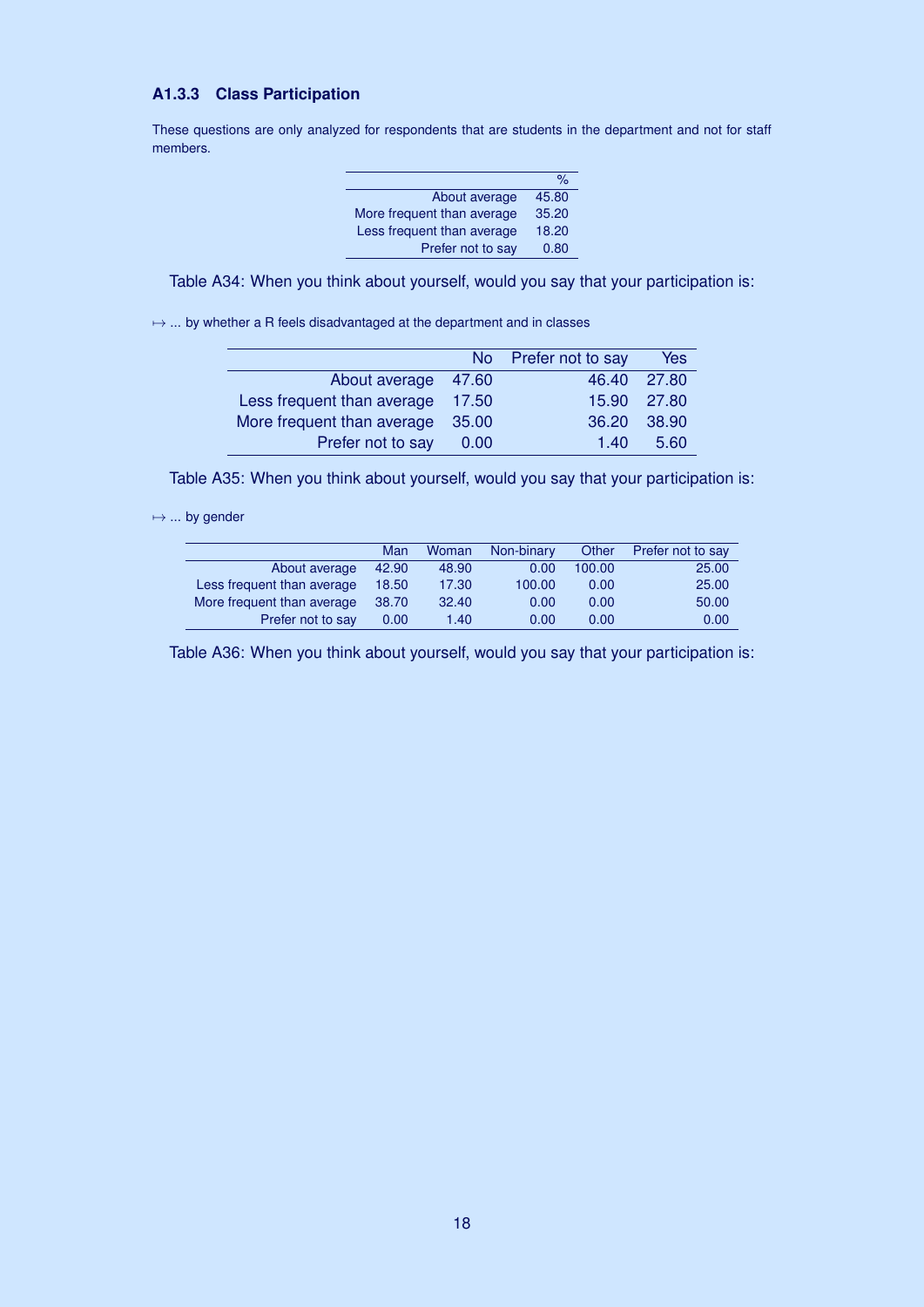### A1.3.3 Class Participation

These questions are only analyzed for respondents that are students in the department and not for staff members.

| | % |
|---|---|
| About average | 45.80 |
| More frequent than average | 35.20 |
| Less frequent than average | 18.20 |
| Prefer not to say | 0.80 |

Table A34: When you think about yourself, would you say that your participation is:

↦ ... by whether a R feels disadvantaged at the department and in classes

| | No | Prefer not to say | Yes |
|---|---|---|---|
| About average | 47.60 | 46.40 | 27.80 |
| Less frequent than average | 17.50 | 15.90 | 27.80 |
| More frequent than average | 35.00 | 36.20 | 38.90 |
| Prefer not to say | 0.00 | 1.40 | 5.60 |

Table A35: When you think about yourself, would you say that your participation is:

↦ ... by gender

| | Man | Woman | Non-binary | Other | Prefer not to say |
|---|---|---|---|---|---|
| About average | 42.90 | 48.90 | 0.00 | 100.00 | 25.00 |
| Less frequent than average | 18.50 | 17.30 | 100.00 | 0.00 | 25.00 |
| More frequent than average | 38.70 | 32.40 | 0.00 | 0.00 | 50.00 |
| Prefer not to say | 0.00 | 1.40 | 0.00 | 0.00 | 0.00 |

Table A36: When you think about yourself, would you say that your participation is: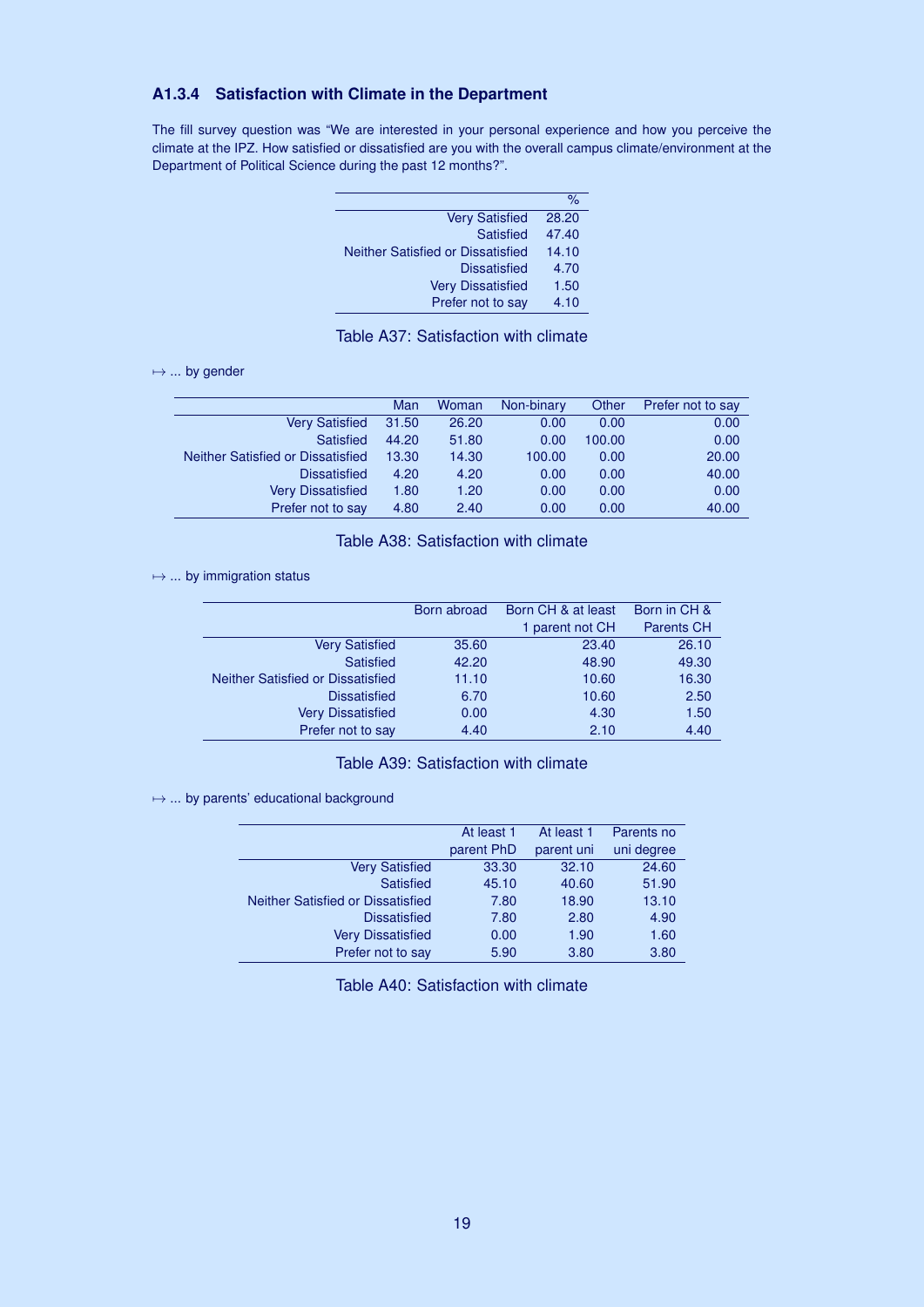### A1.3.4 Satisfaction with Climate in the Department

The fill survey question was "We are interested in your personal experience and how you perceive the climate at the IPZ. How satisfied or dissatisfied are you with the overall campus climate/environment at the Department of Political Science during the past 12 months?".

| | % |
|---|---|
| Very Satisfied | 28.20 |
| Satisfied | 47.40 |
| Neither Satisfied or Dissatisfied | 14.10 |
| Dissatisfied | 4.70 |
| Very Dissatisfied | 1.50 |
| Prefer not to say | 4.10 |

Table A37: Satisfaction with climate

↦ ... by gender

| | Man | Woman | Non-binary | Other | Prefer not to say |
|---|---|---|---|---|---|
| Very Satisfied | 31.50 | 26.20 | 0.00 | 0.00 | 0.00 |
| Satisfied | 44.20 | 51.80 | 0.00 | 100.00 | 0.00 |
| Neither Satisfied or Dissatisfied | 13.30 | 14.30 | 100.00 | 0.00 | 20.00 |
| Dissatisfied | 4.20 | 4.20 | 0.00 | 0.00 | 40.00 |
| Very Dissatisfied | 1.80 | 1.20 | 0.00 | 0.00 | 0.00 |
| Prefer not to say | 4.80 | 2.40 | 0.00 | 0.00 | 40.00 |

Table A38: Satisfaction with climate

↦ ... by immigration status

| | Born abroad | Born CH & at least 1 parent not CH | Born in CH & Parents CH |
|---|---|---|---|
| Very Satisfied | 35.60 | 23.40 | 26.10 |
| Satisfied | 42.20 | 48.90 | 49.30 |
| Neither Satisfied or Dissatisfied | 11.10 | 10.60 | 16.30 |
| Dissatisfied | 6.70 | 10.60 | 2.50 |
| Very Dissatisfied | 0.00 | 4.30 | 1.50 |
| Prefer not to say | 4.40 | 2.10 | 4.40 |

Table A39: Satisfaction with climate

↦ ... by parents' educational background

| | At least 1 parent PhD | At least 1 parent uni | Parents no uni degree |
|---|---|---|---|
| Very Satisfied | 33.30 | 32.10 | 24.60 |
| Satisfied | 45.10 | 40.60 | 51.90 |
| Neither Satisfied or Dissatisfied | 7.80 | 18.90 | 13.10 |
| Dissatisfied | 7.80 | 2.80 | 4.90 |
| Very Dissatisfied | 0.00 | 1.90 | 1.60 |
| Prefer not to say | 5.90 | 3.80 | 3.80 |

Table A40: Satisfaction with climate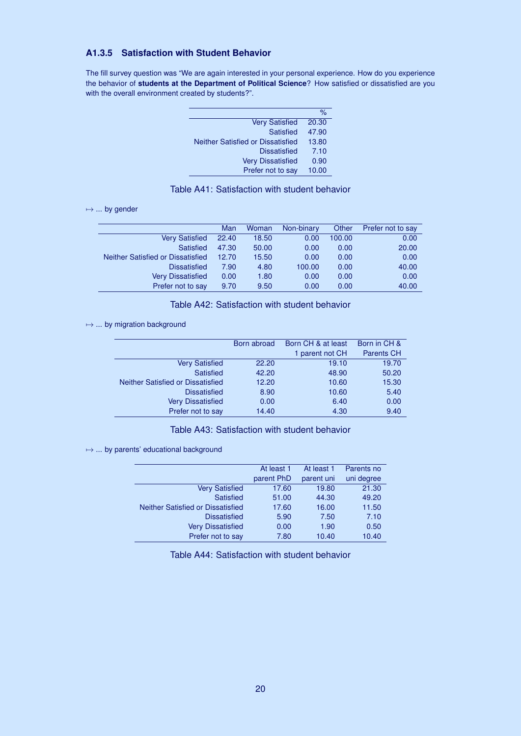### A1.3.5 Satisfaction with Student Behavior

The fill survey question was "We are again interested in your personal experience. How do you experience the behavior of **students at the Department of Political Science**? How satisfied or dissatisfied are you with the overall environment created by students?".

| | % |
|---|---|
| Very Satisfied | 20.30 |
| Satisfied | 47.90 |
| Neither Satisfied or Dissatisfied | 13.80 |
| Dissatisfied | 7.10 |
| Very Dissatisfied | 0.90 |
| Prefer not to say | 10.00 |

Table A41: Satisfaction with student behavior

↦ ... by gender

| | Man | Woman | Non-binary | Other | Prefer not to say |
|---|---|---|---|---|---|
| Very Satisfied | 22.40 | 18.50 | 0.00 | 100.00 | 0.00 |
| Satisfied | 47.30 | 50.00 | 0.00 | 0.00 | 20.00 |
| Neither Satisfied or Dissatisfied | 12.70 | 15.50 | 0.00 | 0.00 | 0.00 |
| Dissatisfied | 7.90 | 4.80 | 100.00 | 0.00 | 40.00 |
| Very Dissatisfied | 0.00 | 1.80 | 0.00 | 0.00 | 0.00 |
| Prefer not to say | 9.70 | 9.50 | 0.00 | 0.00 | 40.00 |

Table A42: Satisfaction with student behavior

↦ ... by migration background

| | Born abroad | Born CH & at least 1 parent not CH | Born in CH & Parents CH |
|---|---|---|---|
| Very Satisfied | 22.20 | 19.10 | 19.70 |
| Satisfied | 42.20 | 48.90 | 50.20 |
| Neither Satisfied or Dissatisfied | 12.20 | 10.60 | 15.30 |
| Dissatisfied | 8.90 | 10.60 | 5.40 |
| Very Dissatisfied | 0.00 | 6.40 | 0.00 |
| Prefer not to say | 14.40 | 4.30 | 9.40 |

Table A43: Satisfaction with student behavior

↦ ... by parents' educational background

| | At least 1 parent PhD | At least 1 parent uni | Parents no uni degree |
|---|---|---|---|
| Very Satisfied | 17.60 | 19.80 | 21.30 |
| Satisfied | 51.00 | 44.30 | 49.20 |
| Neither Satisfied or Dissatisfied | 17.60 | 16.00 | 11.50 |
| Dissatisfied | 5.90 | 7.50 | 7.10 |
| Very Dissatisfied | 0.00 | 1.90 | 0.50 |
| Prefer not to say | 7.80 | 10.40 | 10.40 |

Table A44: Satisfaction with student behavior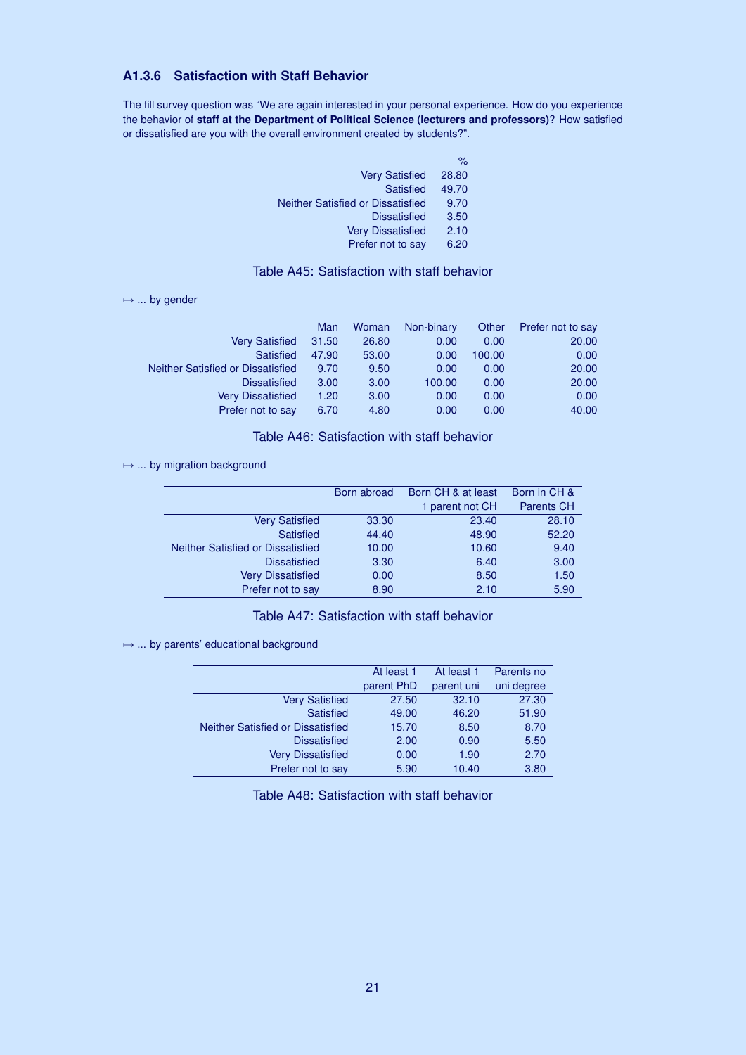### A1.3.6 Satisfaction with Staff Behavior

The fill survey question was "We are again interested in your personal experience. How do you experience the behavior of **staff at the Department of Political Science (lecturers and professors)**? How satisfied or dissatisfied are you with the overall environment created by students?".

| | % |
|---|---|
| Very Satisfied | 28.80 |
| Satisfied | 49.70 |
| Neither Satisfied or Dissatisfied | 9.70 |
| Dissatisfied | 3.50 |
| Very Dissatisfied | 2.10 |
| Prefer not to say | 6.20 |

Table A45: Satisfaction with staff behavior

↦ ... by gender

| | Man | Woman | Non-binary | Other | Prefer not to say |
|---|---|---|---|---|---|
| Very Satisfied | 31.50 | 26.80 | 0.00 | 0.00 | 20.00 |
| Satisfied | 47.90 | 53.00 | 0.00 | 100.00 | 0.00 |
| Neither Satisfied or Dissatisfied | 9.70 | 9.50 | 0.00 | 0.00 | 20.00 |
| Dissatisfied | 3.00 | 3.00 | 100.00 | 0.00 | 20.00 |
| Very Dissatisfied | 1.20 | 3.00 | 0.00 | 0.00 | 0.00 |
| Prefer not to say | 6.70 | 4.80 | 0.00 | 0.00 | 40.00 |

Table A46: Satisfaction with staff behavior

↦ ... by migration background

| | Born abroad | Born CH & at least 1 parent not CH | Born in CH & Parents CH |
|---|---|---|---|
| Very Satisfied | 33.30 | 23.40 | 28.10 |
| Satisfied | 44.40 | 48.90 | 52.20 |
| Neither Satisfied or Dissatisfied | 10.00 | 10.60 | 9.40 |
| Dissatisfied | 3.30 | 6.40 | 3.00 |
| Very Dissatisfied | 0.00 | 8.50 | 1.50 |
| Prefer not to say | 8.90 | 2.10 | 5.90 |

Table A47: Satisfaction with staff behavior

↦ ... by parents' educational background

| | At least 1 parent PhD | At least 1 parent uni | Parents no uni degree |
|---|---|---|---|
| Very Satisfied | 27.50 | 32.10 | 27.30 |
| Satisfied | 49.00 | 46.20 | 51.90 |
| Neither Satisfied or Dissatisfied | 15.70 | 8.50 | 8.70 |
| Dissatisfied | 2.00 | 0.90 | 5.50 |
| Very Dissatisfied | 0.00 | 1.90 | 2.70 |
| Prefer not to say | 5.90 | 10.40 | 3.80 |

Table A48: Satisfaction with staff behavior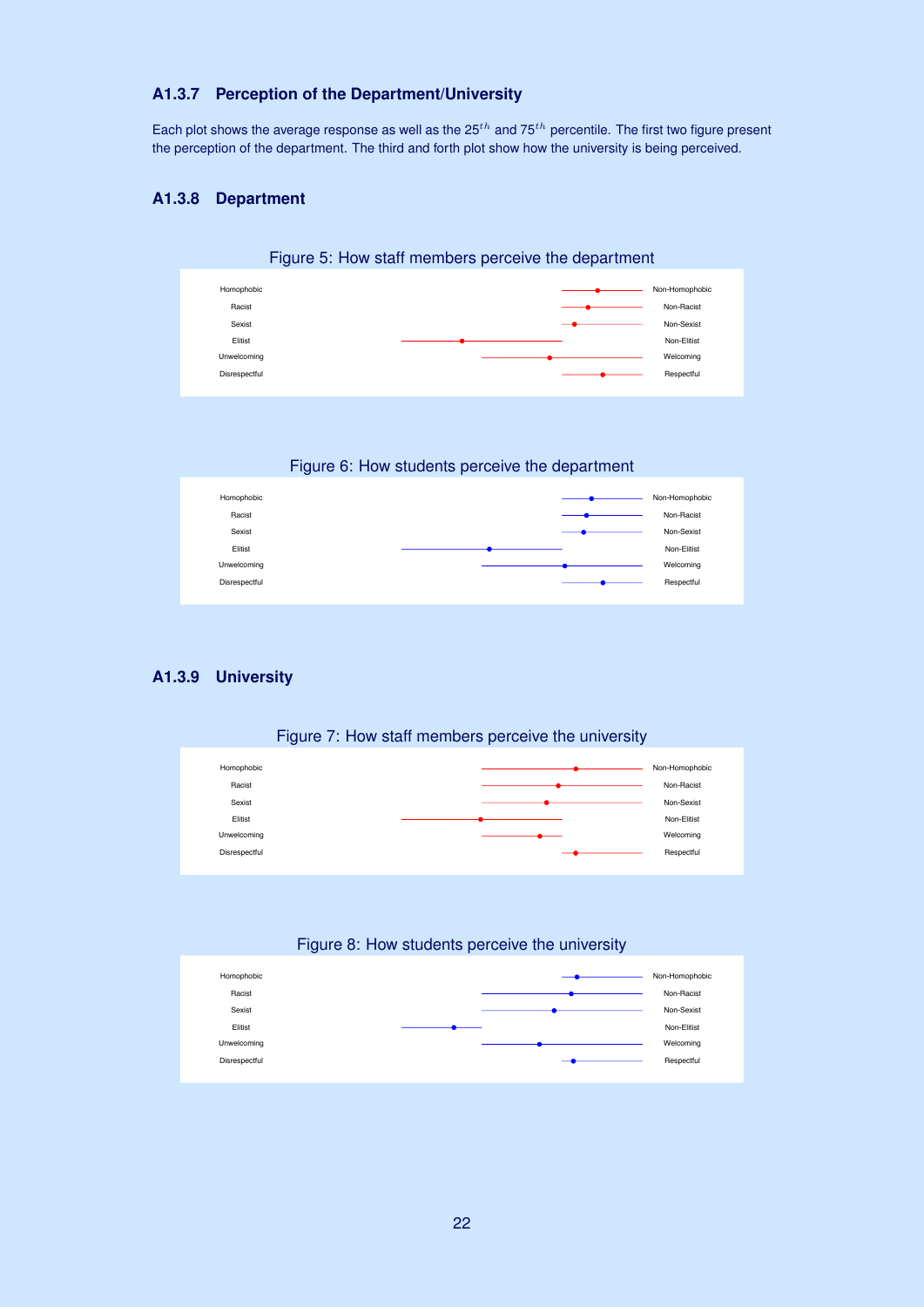### A1.3.7 Perception of the Department/University

Each plot shows the average response as well as the $25^{th}$ and $75^{th}$ percentile. The first two figure present the perception of the department. The third and forth plot show how the university is being perceived.

### A1.3.8 Department

Figure 5: How staff members perceive the department

Homophobic
Racist
Sexist
Elitist
Unwelcoming
Disrespectful

Non-Homophobic
Non-Racist
Non-Sexist
Non-Elitist
Welcoming
Respectful

Figure 6: How students perceive the department

Homophobic
Racist
Sexist
Elitist
Unwelcoming
Disrespectful

Non-Homophobic
Non-Racist
Non-Sexist
Non-Elitist
Welcoming
Respectful

### A1.3.9 University

Figure 7: How staff members perceive the university

Homophobic
Racist
Sexist
Elitist
Unwelcoming
Disrespectful

Non-Homophobic
Non-Racist
Non-Sexist
Non-Elitist
Welcoming
Respectful

Figure 8: How students perceive the university

Homophobic
Racist
Sexist
Elitist
Unwelcoming
Disrespectful

Non-Homophobic
Non-Racist
Non-Sexist
Non-Elitist
Welcoming
Respectful